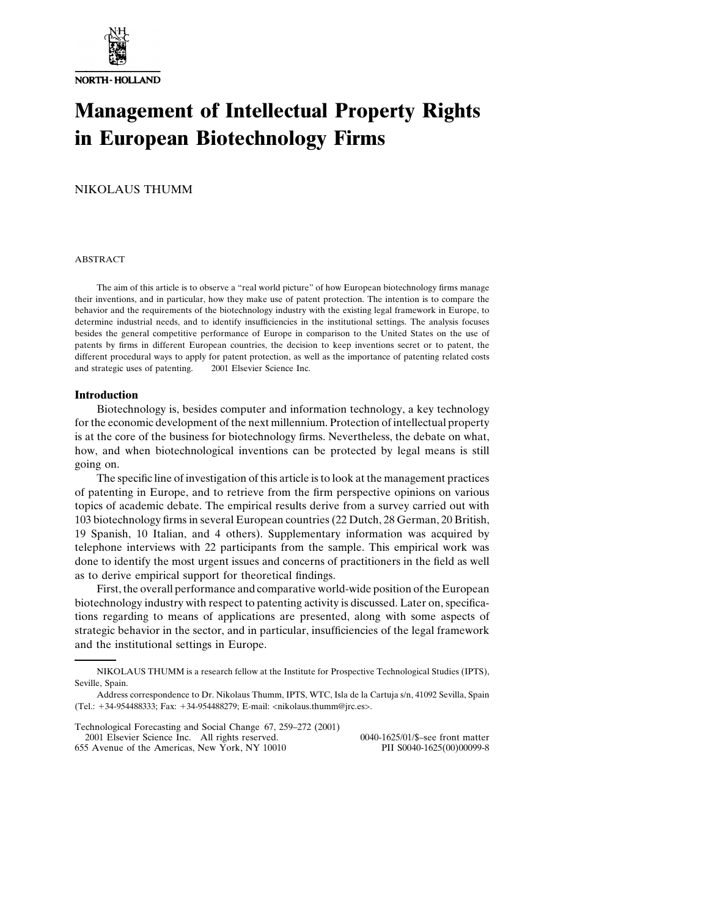# Management of Intellectual Property Rights in European Biotechnology Firms

NIKOLAUS THUMM

## ABSTRACT

The aim of this article is to observe a "real world picture" of how European biotechnology firms manage their inventions, and in particular, how they make use of patent protection. The intention is to compare the behavior and the requirements of the biotechnology industry with the existing legal framework in Europe, to determine industrial needs, and to identify insufficiencies in the institutional settings. The analysis focuses besides the general competitive performance of Europe in comparison to the United States on the use of patents by firms in different European countries, the decision to keep inventions secret or to patent, the different procedural ways to apply for patent protection, as well as the importance of patenting related costs and strategic uses of patenting. © 2001 Elsevier Science Inc.

## Introduction

Biotechnology is, besides computer and information technology, a key technology for the economic development of the next millennium. Protection of intellectual property is at the core of the business for biotechnology firms. Nevertheless, the debate on what, how, and when biotechnological inventions can be protected by legal means is still going on.

The specific line of investigation of this article is to look at the management practices of patenting in Europe, and to retrieve from the firm perspective opinions on various topics of academic debate. The empirical results derive from a survey carried out with 103 biotechnology firms in several European countries (22 Dutch, 28 German, 20 British, 19 Spanish, 10 Italian, and 4 others). Supplementary information was acquired by telephone interviews with 22 participants from the sample. This empirical work was done to identify the most urgent issues and concerns of practitioners in the field as well as to derive empirical support for theoretical findings.

First, the overall performance and comparative world-wide position of the European biotechnology industry with respect to patenting activity is discussed. Later on, specifications regarding to means of applications are presented, along with some aspects of strategic behavior in the sector, and in particular, insufficiencies of the legal framework and the institutional settings in Europe.

---

NIKOLAUS THUMM is a research fellow at the Institute for Prospective Technological Studies (IPTS), Seville, Spain.

Address correspondence to Dr. Nikolaus Thumm, IPTS, WTC, Isla de la Cartuja s/n, 41092 Sevilla, Spain (Tel.: +34-954488333; Fax: +34-954488279; E-mail: <nikolaus.thumm@jrc.es>.

© 2001 Elsevier Science Inc. All rights reserved.
655 Avenue of the Americas, New York, NY 10010

0040-1625/01/$–see front matter
PII S0040-1625(00)00099-8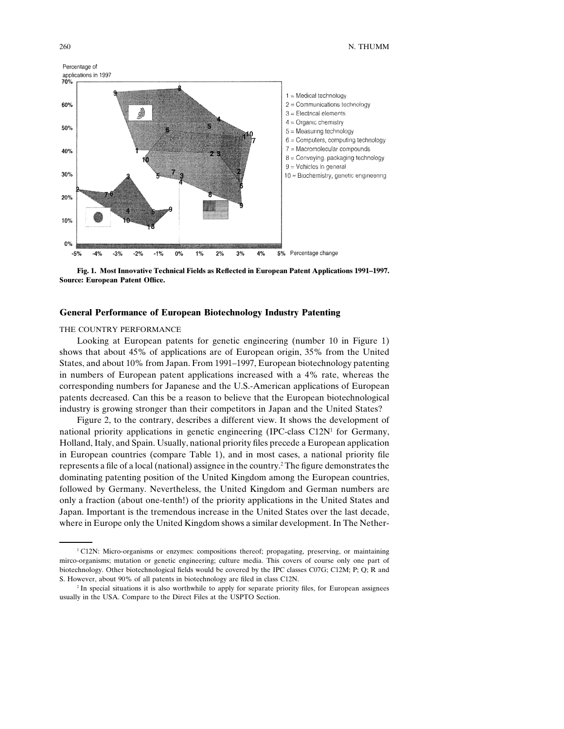Fig. 1. Most Innovative Technical Fields as Reflected in European Patent Applications 1991–1997. Source: European Patent Office.

## General Performance of European Biotechnology Industry Patenting

### THE COUNTRY PERFORMANCE

Looking at European patents for genetic engineering (number 10 in Figure 1) shows that about 45% of applications are of European origin, 35% from the United States, and about 10% from Japan. From 1991–1997, European biotechnology patenting in numbers of European patent applications increased with a 4% rate, whereas the corresponding numbers for Japanese and the U.S.-American applications of European patents decreased. Can this be a reason to believe that the European biotechnological industry is growing stronger than their competitors in Japan and the United States?

Figure 2, to the contrary, describes a different view. It shows the development of national priority applications in genetic engineering (IPC-class C12N[1] for Germany, Holland, Italy, and Spain. Usually, national priority files precede a European application in European countries (compare Table 1), and in most cases, a national priority file represents a file of a local (national) assignee in the country.[2] The figure demonstrates the dominating patenting position of the United Kingdom among the European countries, followed by Germany. Nevertheless, the United Kingdom and German numbers are only a fraction (about one-tenth!) of the priority applications in the United States and Japan. Important is the tremendous increase in the United States over the last decade, where in Europe only the United Kingdom shows a similar development. In The Nether-

---

[1] C12N: Micro-organisms or enzymes: compositions thereof; propagating, preserving, or maintaining mirco-organisms; mutation or genetic engineering; culture media. This covers of course only one part of biotechnology. Other biotechnological fields would be covered by the IPC classes C07G; C12M; P; Q; R and S. However, about 90% of all patents in biotechnology are filed in class C12N.

[2] In special situations it is also worthwhile to apply for separate priority files, for European assignees usually in the USA. Compare to the Direct Files at the USPTO Section.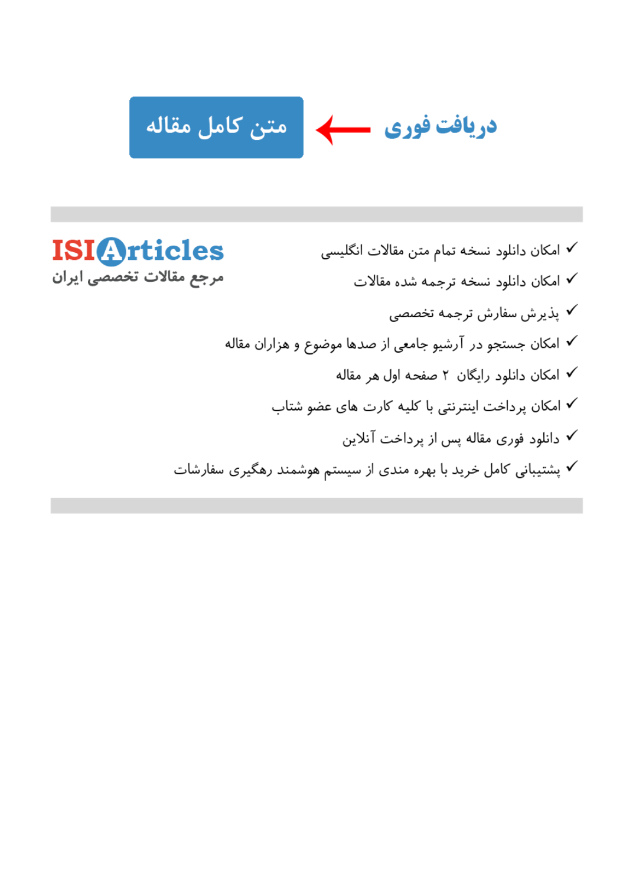دریافت فوری ← متن کامل مقاله

**ISIArticles**
مرجع مقالات تخصصی ایران

- ✓ امکان دانلود نسخه تمام متن مقالات انگلیسی
- ✓ امکان دانلود نسخه ترجمه شده مقالات
- ✓ پذیرش سفارش ترجمه تخصصی
- ✓ امکان جستجو در آرشیو جامعی از صدها موضوع و هزاران مقاله
- ✓ امکان دانلود رایگان ۲ صفحه اول هر مقاله
- ✓ امکان پرداخت اینترنتی با کلیه کارت های عضو شتاب
- ✓ دانلود فوری مقاله پس از پرداخت آنلاین
- ✓ پشتیبانی کامل خرید با بهره مندی از سیستم هوشمند رهگیری سفارشات